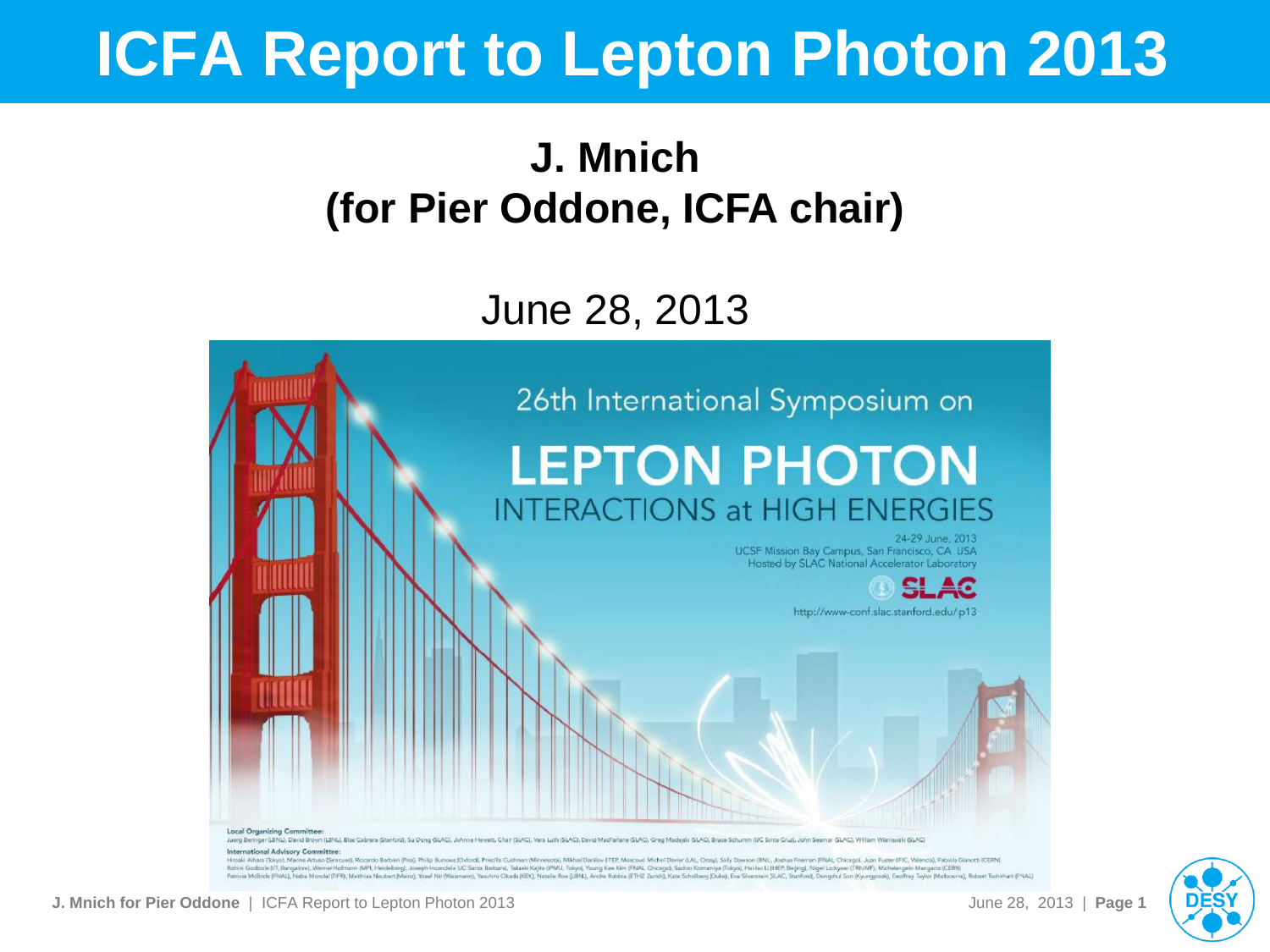# ICFA Report to Lepton Photon 2013

## J. Mnich
## (for Pier Oddone, ICFA chair)

June 28, 2013

26th International Symposium on

LEPTON PHOTON

INTERACTIONS at HIGH ENERGIES

24-29 June, 2013
UCSF Mission Bay Campus, San Francisco, CA USA
Hosted by SLAC National Accelerator Laboratory

SLAC

http://www-conf.slac.stanford.edu/p13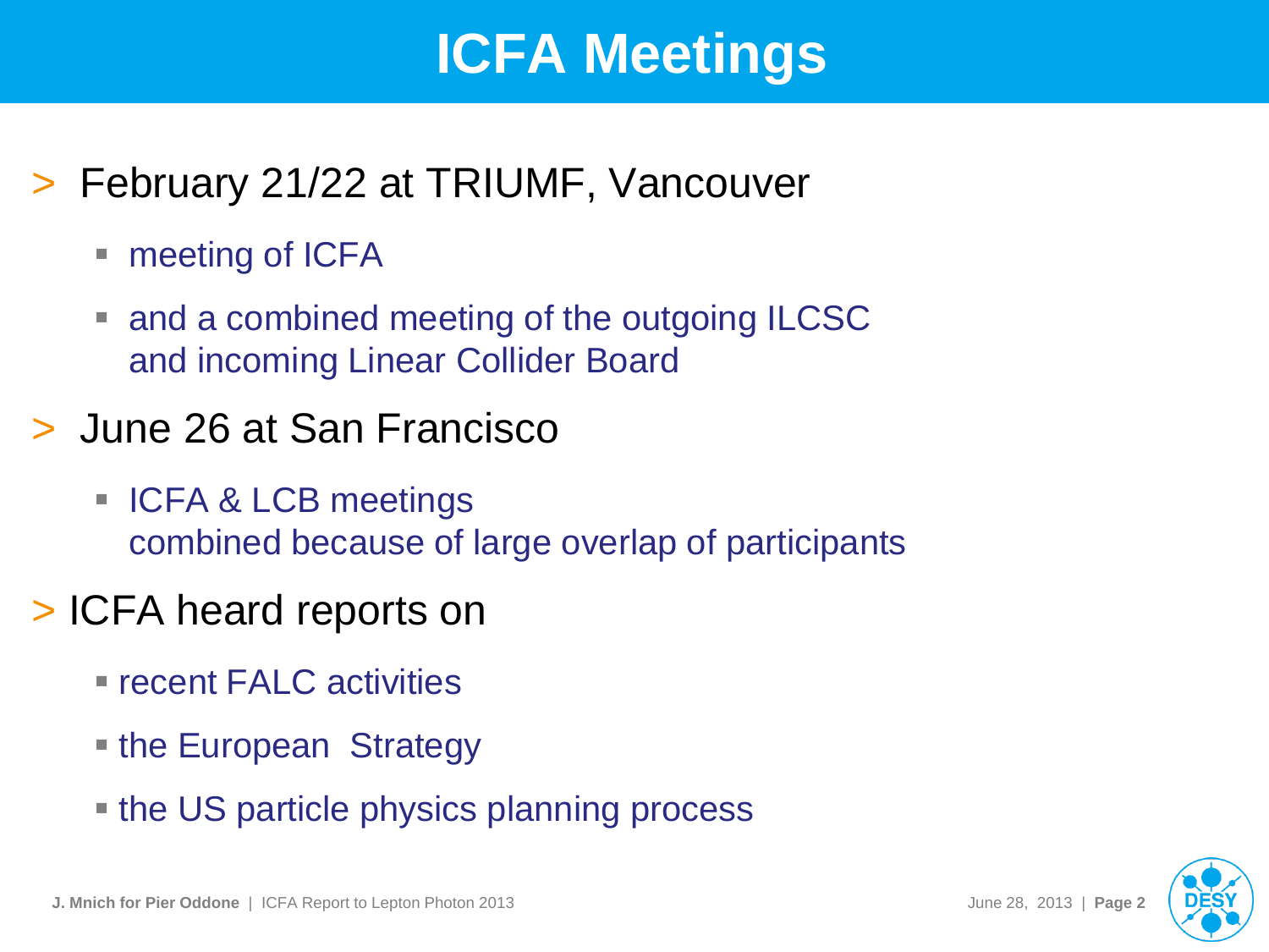# ICFA Meetings

- February 21/22 at TRIUMF, Vancouver
  - meeting of ICFA
  - and a combined meeting of the outgoing ILCSC and incoming Linear Collider Board
- June 26 at San Francisco
  - ICFA & LCB meetings combined because of large overlap of participants
- ICFA heard reports on
  - recent FALC activities
  - the European Strategy
  - the US particle physics planning process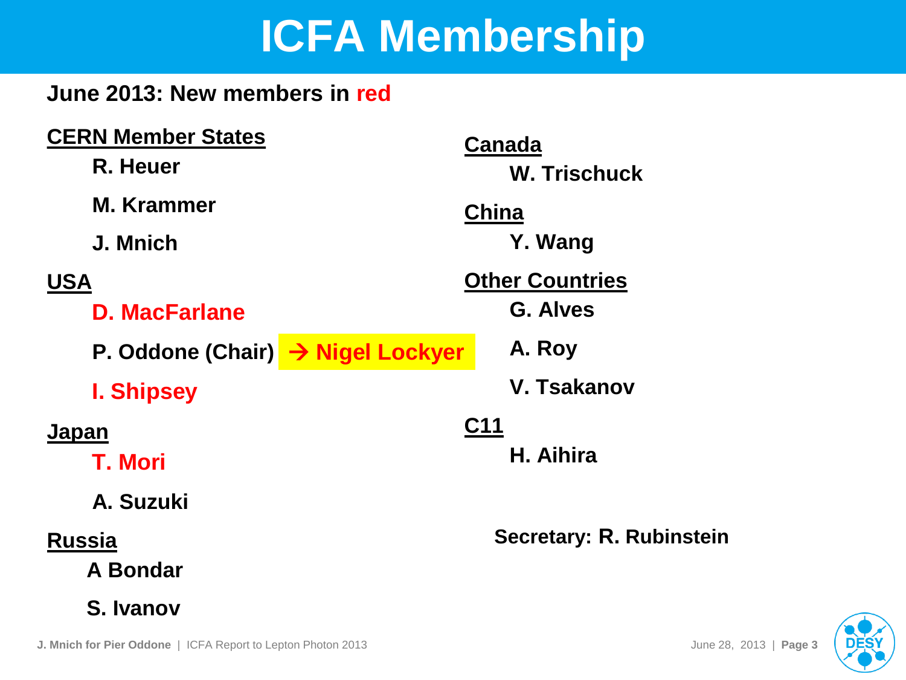# ICFA Membership

**June 2013: New members in red**

**CERN Member States**

- R. Heuer
- M. Krammer
- J. Mnich

**USA**

- D. MacFarlane
- P. Oddone (Chair) → Nigel Lockyer
- I. Shipsey

**Japan**

- T. Mori
- A. Suzuki

**Russia**

- A Bondar
- S. Ivanov

**Canada**

- W. Trischuck

**China**

- Y. Wang

**Other Countries**

- G. Alves
- A. Roy
- V. Tsakanov

**C11**

- H. Aihira

**Secretary: R. Rubinstein**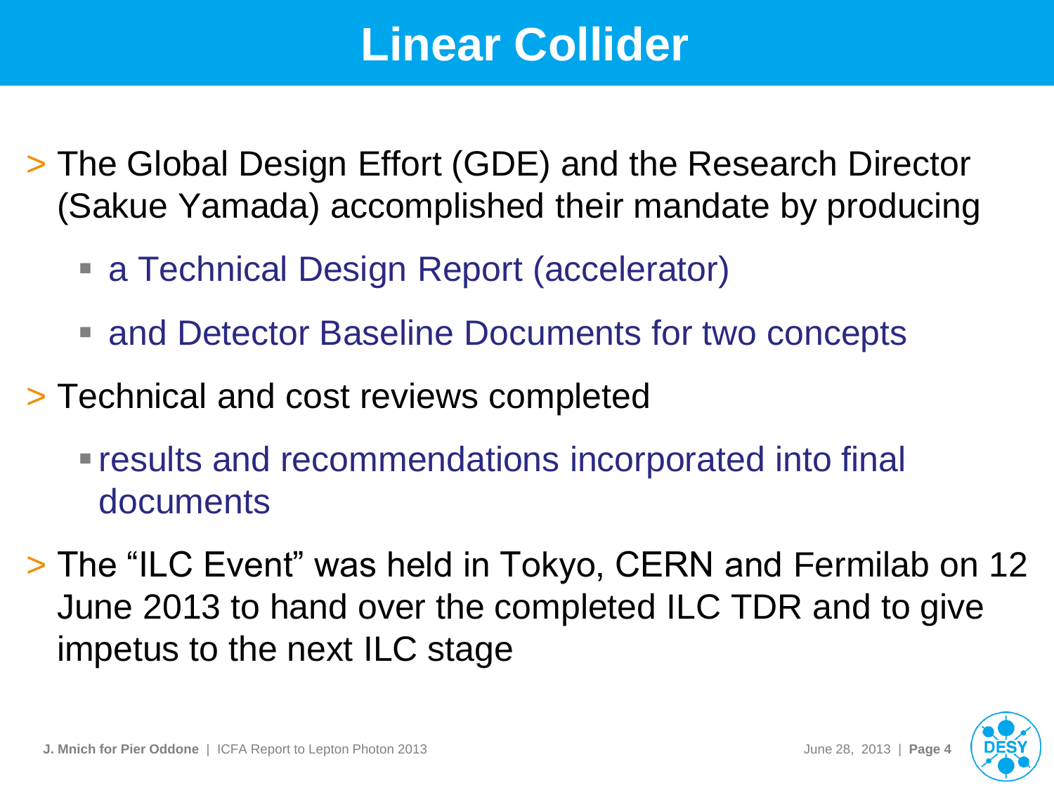# Linear Collider

- The Global Design Effort (GDE) and the Research Director (Sakue Yamada) accomplished their mandate by producing
  - a Technical Design Report (accelerator)
  - and Detector Baseline Documents for two concepts
- Technical and cost reviews completed
  - results and recommendations incorporated into final documents
- The "ILC Event" was held in Tokyo, CERN and Fermilab on 12 June 2013 to hand over the completed ILC TDR and to give impetus to the next ILC stage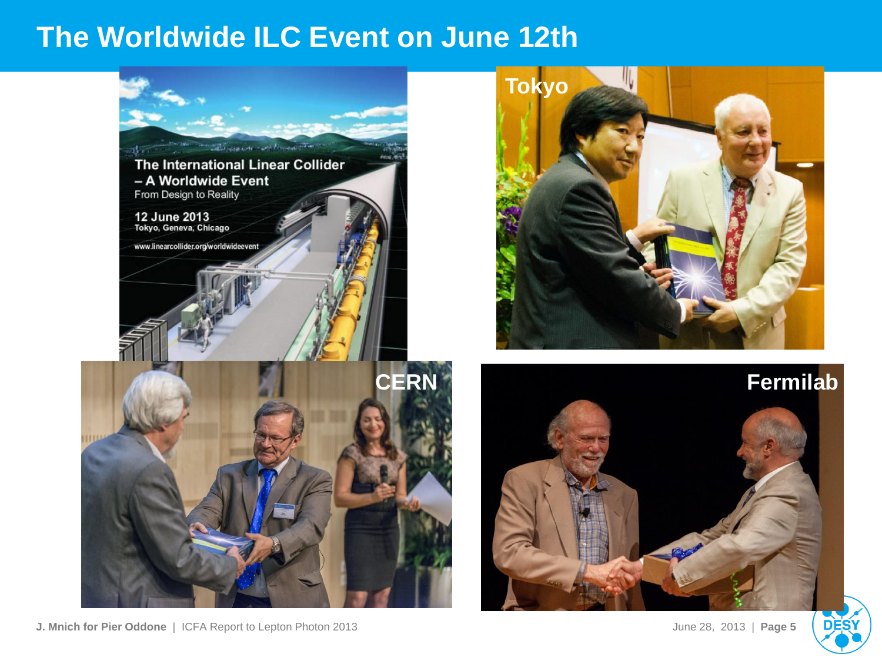# The Worldwide ILC Event on June 12th

The International Linear Collider
– A Worldwide Event
From Design to Reality

12 June 2013
Tokyo, Geneva, Chicago

www.linearcollider.org/worldwideevent

Tokyo

CERN

Fermilab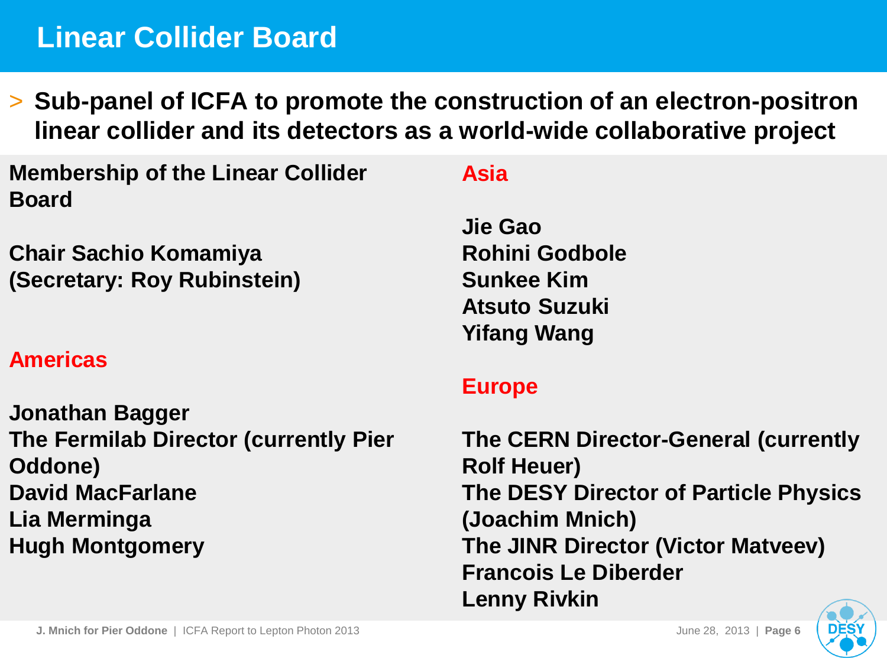# Linear Collider Board

> **Sub-panel of ICFA to promote the construction of an electron-positron linear collider and its detectors as a world-wide collaborative project**

**Membership of the Linear Collider Board**

**Chair Sachio Komamiya**
**(Secretary: Roy Rubinstein)**

**Americas**

**Jonathan Bagger**
**The Fermilab Director (currently Pier Oddone)**
**David MacFarlane**
**Lia Merminga**
**Hugh Montgomery**

**Asia**

**Jie Gao**
**Rohini Godbole**
**Sunkee Kim**
**Atsuto Suzuki**
**Yifang Wang**

**Europe**

**The CERN Director-General (currently Rolf Heuer)**
**The DESY Director of Particle Physics (Joachim Mnich)**
**The JINR Director (Victor Matveev)**
**Francois Le Diberder**
**Lenny Rivkin**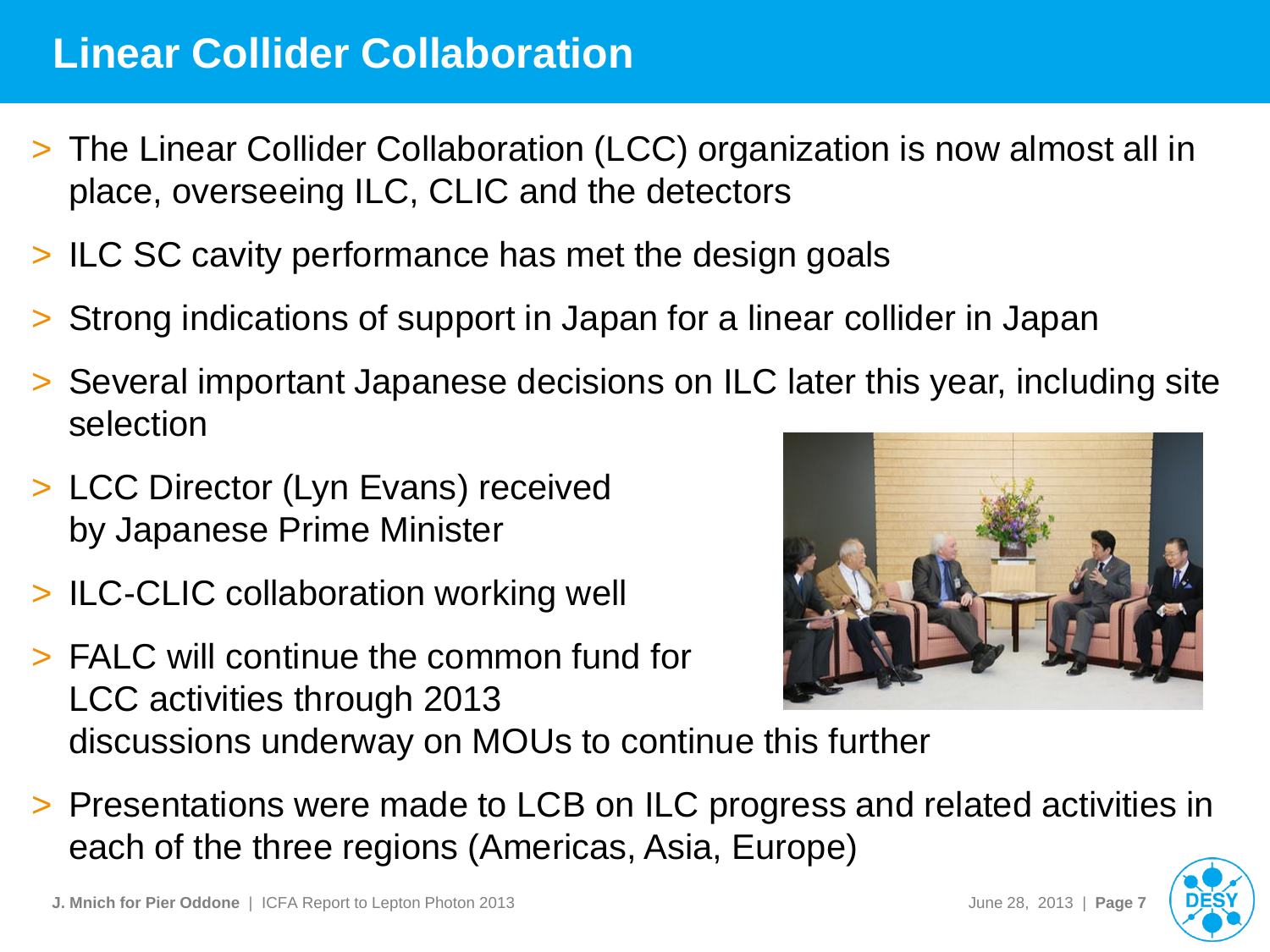# Linear Collider Collaboration

- The Linear Collider Collaboration (LCC) organization is now almost all in place, overseeing ILC, CLIC and the detectors
- ILC SC cavity performance has met the design goals
- Strong indications of support in Japan for a linear collider in Japan
- Several important Japanese decisions on ILC later this year, including site selection
- LCC Director (Lyn Evans) received by Japanese Prime Minister
- ILC-CLIC collaboration working well
- FALC will continue the common fund for LCC activities through 2013
  discussions underway on MOUs to continue this further
- Presentations were made to LCB on ILC progress and related activities in each of the three regions (Americas, Asia, Europe)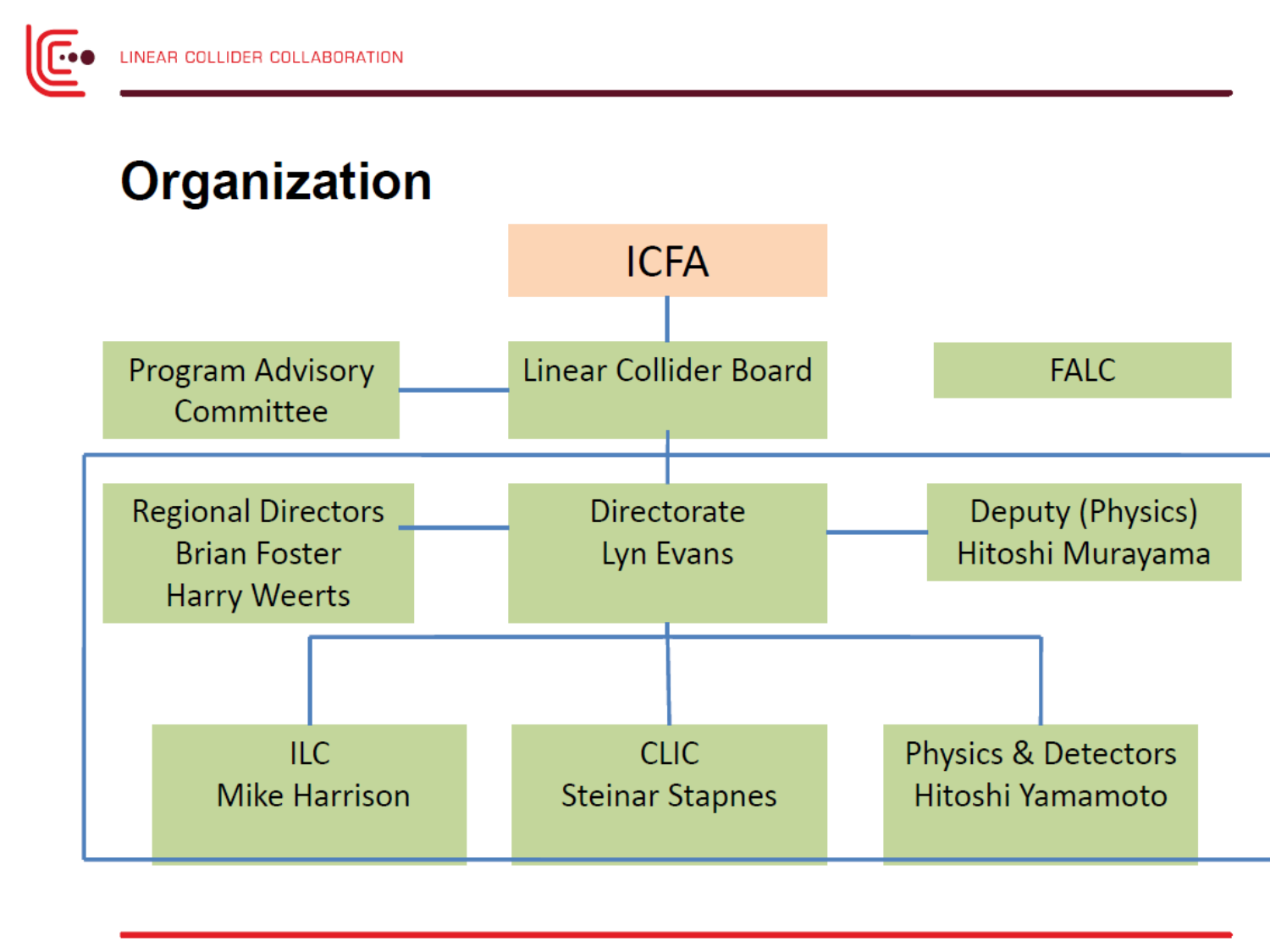# Organization

ICFA

Program Advisory Committee

Linear Collider Board

FALC

Regional Directors
Brian Foster
Harry Weerts

Directorate
Lyn Evans

Deputy (Physics)
Hitoshi Murayama

ILC
Mike Harrison

CLIC
Steinar Stapnes

Physics & Detectors
Hitoshi Yamamoto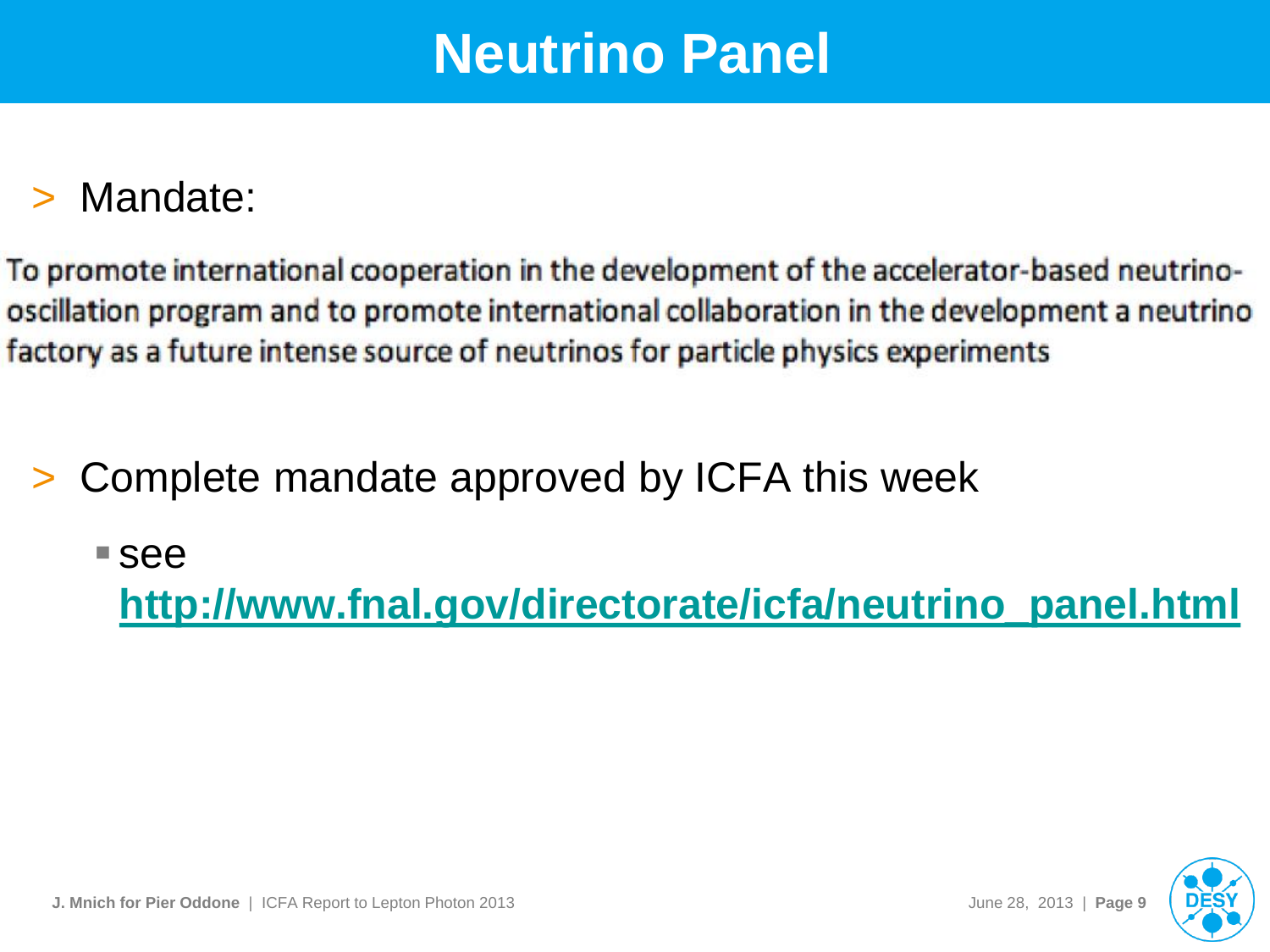# Neutrino Panel

> Mandate:

To promote international cooperation in the development of the accelerator-based neutrino-oscillation program and to promote international collaboration in the development a neutrino factory as a future intense source of neutrinos for particle physics experiments

> Complete mandate approved by ICFA this week

- see **http://www.fnal.gov/directorate/icfa/neutrino_panel.html**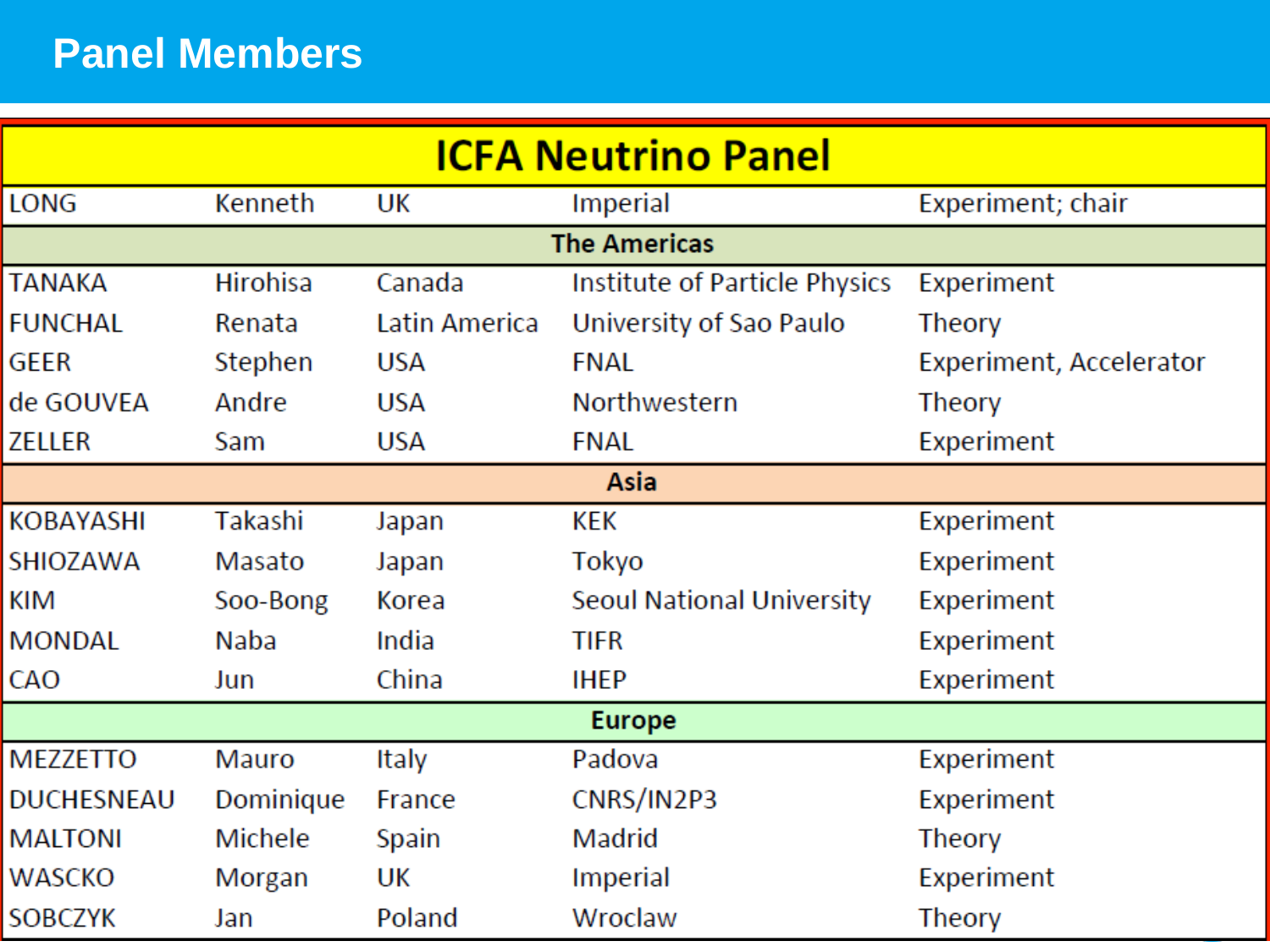# Panel Members

| ICFA Neutrino Panel | | | | |
|---|---|---|---|---|
| LONG | Kenneth | UK | Imperial | Experiment; chair |
| **The Americas** | | | | |
| TANAKA | Hirohisa | Canada | Institute of Particle Physics | Experiment |
| FUNCHAL | Renata | Latin America | University of Sao Paulo | Theory |
| GEER | Stephen | USA | FNAL | Experiment, Accelerator |
| de GOUVEA | Andre | USA | Northwestern | Theory |
| ZELLER | Sam | USA | FNAL | Experiment |
| **Asia** | | | | |
| KOBAYASHI | Takashi | Japan | KEK | Experiment |
| SHIOZAWA | Masato | Japan | Tokyo | Experiment |
| KIM | Soo-Bong | Korea | Seoul National University | Experiment |
| MONDAL | Naba | India | TIFR | Experiment |
| CAO | Jun | China | IHEP | Experiment |
| **Europe** | | | | |
| MEZZETTO | Mauro | Italy | Padova | Experiment |
| DUCHESNEAU | Dominique | France | CNRS/IN2P3 | Experiment |
| MALTONI | Michele | Spain | Madrid | Theory |
| WASCKO | Morgan | UK | Imperial | Experiment |
| SOBCZYK | Jan | Poland | Wroclaw | Theory |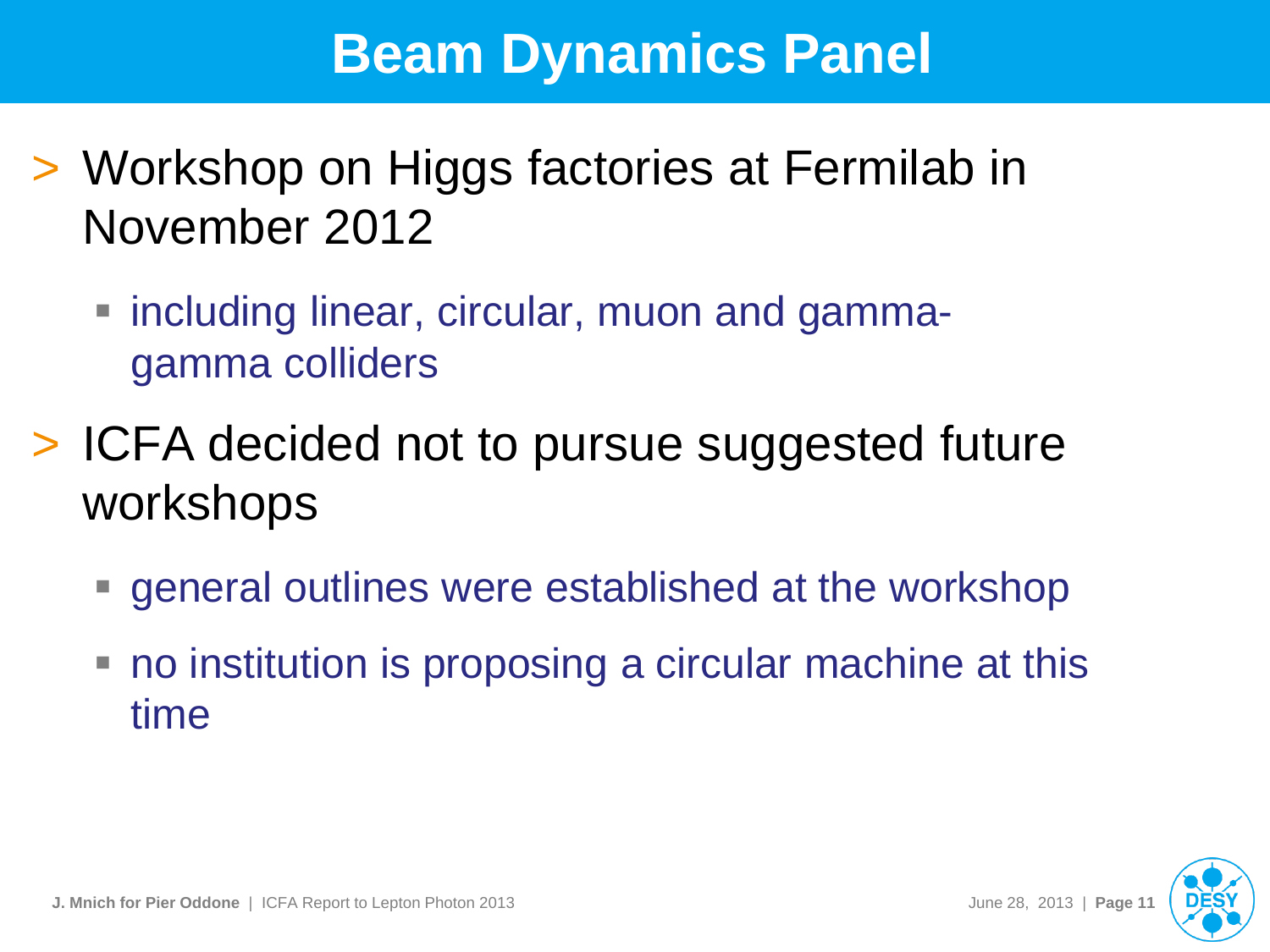# Beam Dynamics Panel

- Workshop on Higgs factories at Fermilab in November 2012
  - including linear, circular, muon and gamma-gamma colliders
- ICFA decided not to pursue suggested future workshops
  - general outlines were established at the workshop
  - no institution is proposing a circular machine at this time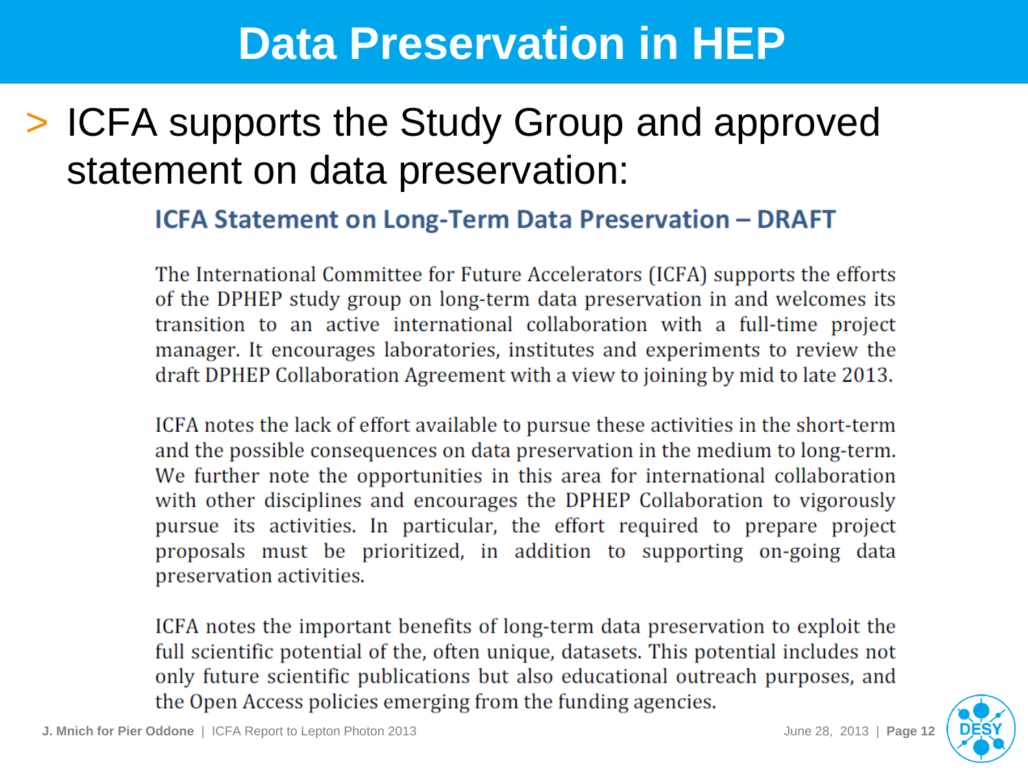# Data Preservation in HEP

- ICFA supports the Study Group and approved statement on data preservation:

## ICFA Statement on Long-Term Data Preservation – DRAFT

The International Committee for Future Accelerators (ICFA) supports the efforts of the DPHEP study group on long-term data preservation in and welcomes its transition to an active international collaboration with a full-time project manager. It encourages laboratories, institutes and experiments to review the draft DPHEP Collaboration Agreement with a view to joining by mid to late 2013.

ICFA notes the lack of effort available to pursue these activities in the short-term and the possible consequences on data preservation in the medium to long-term. We further note the opportunities in this area for international collaboration with other disciplines and encourages the DPHEP Collaboration to vigorously pursue its activities. In particular, the effort required to prepare project proposals must be prioritized, in addition to supporting on-going data preservation activities.

ICFA notes the important benefits of long-term data preservation to exploit the full scientific potential of the, often unique, datasets. This potential includes not only future scientific publications but also educational outreach purposes, and the Open Access policies emerging from the funding agencies.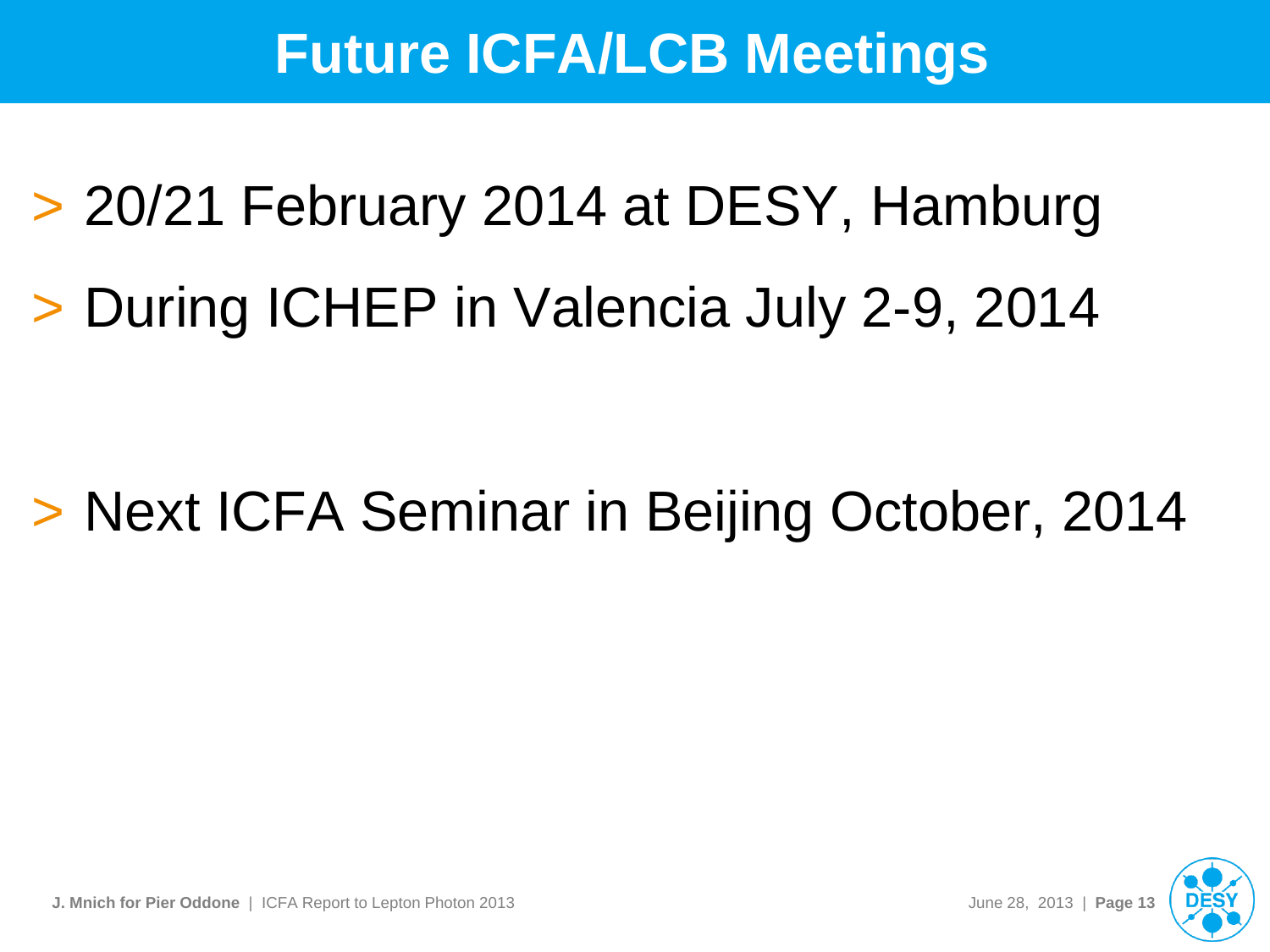# Future ICFA/LCB Meetings

- 20/21 February 2014 at DESY, Hamburg
- During ICHEP in Valencia July 2-9, 2014

- Next ICFA Seminar in Beijing October, 2014